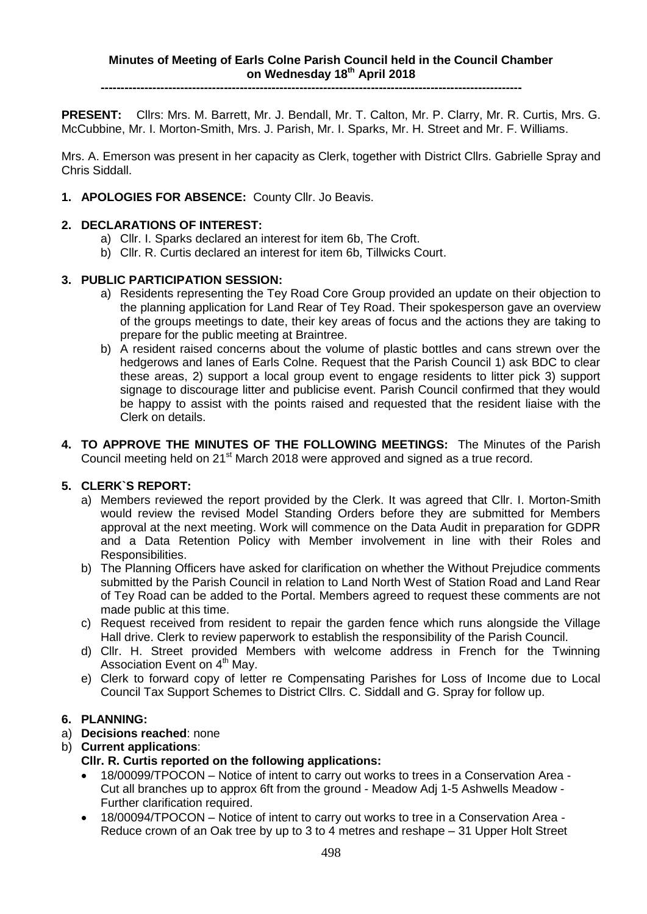**Minutes of Meeting of Earls Colne Parish Council held in the Council Chamber on Wednesday 18th April 2018**

---

**PRESENT:** Cllrs: Mrs. M. Barrett, Mr. J. Bendall, Mr. T. Calton, Mr. P. Clarry, Mr. R. Curtis, Mrs. G. McCubbine, Mr. I. Morton-Smith, Mrs. J. Parish, Mr. I. Sparks, Mr. H. Street and Mr. F. Williams.

Mrs. A. Emerson was present in her capacity as Clerk, together with District Cllrs. Gabrielle Spray and Chris Siddall.

1. **APOLOGIES FOR ABSENCE:** County Cllr. Jo Beavis.

2. **DECLARATIONS OF INTEREST:**
   a) Cllr. I. Sparks declared an interest for item 6b, The Croft.
   b) Cllr. R. Curtis declared an interest for item 6b, Tillwicks Court.

3. **PUBLIC PARTICIPATION SESSION:**
   a) Residents representing the Tey Road Core Group provided an update on their objection to the planning application for Land Rear of Tey Road. Their spokesperson gave an overview of the groups meetings to date, their key areas of focus and the actions they are taking to prepare for the public meeting at Braintree.
   b) A resident raised concerns about the volume of plastic bottles and cans strewn over the hedgerows and lanes of Earls Colne. Request that the Parish Council 1) ask BDC to clear these areas, 2) support a local group event to engage residents to litter pick 3) support signage to discourage litter and publicise event. Parish Council confirmed that they would be happy to assist with the points raised and requested that the resident liaise with the Clerk on details.

4. **TO APPROVE THE MINUTES OF THE FOLLOWING MEETINGS:** The Minutes of the Parish Council meeting held on 21st March 2018 were approved and signed as a true record.

5. **CLERK`S REPORT:**
   a) Members reviewed the report provided by the Clerk. It was agreed that Cllr. I. Morton-Smith would review the revised Model Standing Orders before they are submitted for Members approval at the next meeting. Work will commence on the Data Audit in preparation for GDPR and a Data Retention Policy with Member involvement in line with their Roles and Responsibilities.
   b) The Planning Officers have asked for clarification on whether the Without Prejudice comments submitted by the Parish Council in relation to Land North West of Station Road and Land Rear of Tey Road can be added to the Portal. Members agreed to request these comments are not made public at this time.
   c) Request received from resident to repair the garden fence which runs alongside the Village Hall drive. Clerk to review paperwork to establish the responsibility of the Parish Council.
   d) Cllr. H. Street provided Members with welcome address in French for the Twinning Association Event on 4th May.
   e) Clerk to forward copy of letter re Compensating Parishes for Loss of Income due to Local Council Tax Support Schemes to District Cllrs. C. Siddall and G. Spray for follow up.

6. **PLANNING:**

a) **Decisions reached**: none

b) **Current applications**:

**Cllr. R. Curtis reported on the following applications:**

- 18/00099/TPOCON – Notice of intent to carry out works to trees in a Conservation Area - Cut all branches up to approx 6ft from the ground - Meadow Adj 1-5 Ashwells Meadow - Further clarification required.
- 18/00094/TPOCON – Notice of intent to carry out works to tree in a Conservation Area - Reduce crown of an Oak tree by up to 3 to 4 metres and reshape – 31 Upper Holt Street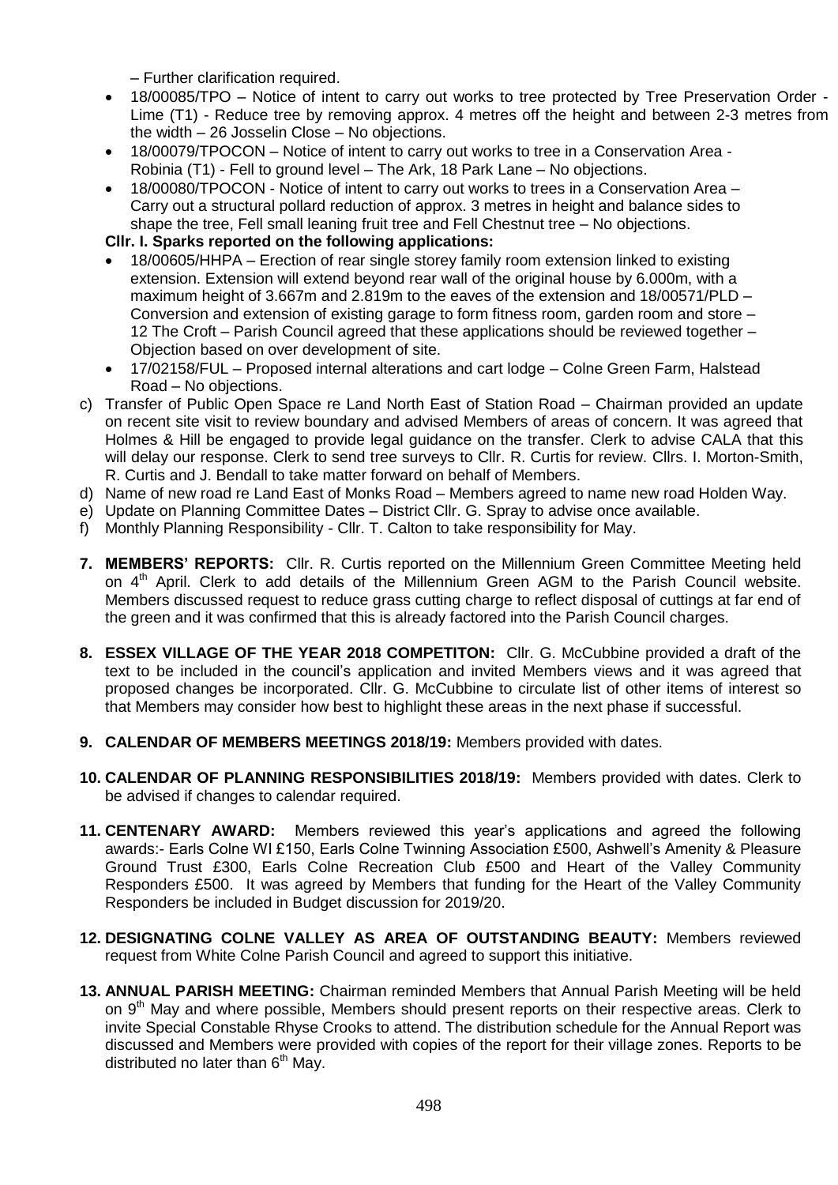– Further clarification required.

- 18/00085/TPO – Notice of intent to carry out works to tree protected by Tree Preservation Order - Lime (T1) - Reduce tree by removing approx. 4 metres off the height and between 2-3 metres from the width – 26 Josselin Close – No objections.
- 18/00079/TPOCON – Notice of intent to carry out works to tree in a Conservation Area - Robinia (T1) - Fell to ground level – The Ark, 18 Park Lane – No objections.
- 18/00080/TPOCON - Notice of intent to carry out works to trees in a Conservation Area – Carry out a structural pollard reduction of approx. 3 metres in height and balance sides to shape the tree, Fell small leaning fruit tree and Fell Chestnut tree – No objections.

**Cllr. I. Sparks reported on the following applications:**

- 18/00605/HHPA – Erection of rear single storey family room extension linked to existing extension. Extension will extend beyond rear wall of the original house by 6.000m, with a maximum height of 3.667m and 2.819m to the eaves of the extension and 18/00571/PLD – Conversion and extension of existing garage to form fitness room, garden room and store – 12 The Croft – Parish Council agreed that these applications should be reviewed together – Objection based on over development of site.
- 17/02158/FUL – Proposed internal alterations and cart lodge – Colne Green Farm, Halstead Road – No objections.

c) Transfer of Public Open Space re Land North East of Station Road – Chairman provided an update on recent site visit to review boundary and advised Members of areas of concern. It was agreed that Holmes & Hill be engaged to provide legal guidance on the transfer. Clerk to advise CALA that this will delay our response. Clerk to send tree surveys to Cllr. R. Curtis for review. Cllrs. I. Morton-Smith, R. Curtis and J. Bendall to take matter forward on behalf of Members.

d) Name of new road re Land East of Monks Road – Members agreed to name new road Holden Way.

e) Update on Planning Committee Dates – District Cllr. G. Spray to advise once available.

f) Monthly Planning Responsibility - Cllr. T. Calton to take responsibility for May.

**7. MEMBERS' REPORTS:** Cllr. R. Curtis reported on the Millennium Green Committee Meeting held on 4th April. Clerk to add details of the Millennium Green AGM to the Parish Council website. Members discussed request to reduce grass cutting charge to reflect disposal of cuttings at far end of the green and it was confirmed that this is already factored into the Parish Council charges.

**8. ESSEX VILLAGE OF THE YEAR 2018 COMPETITON:** Cllr. G. McCubbine provided a draft of the text to be included in the council's application and invited Members views and it was agreed that proposed changes be incorporated. Cllr. G. McCubbine to circulate list of other items of interest so that Members may consider how best to highlight these areas in the next phase if successful.

**9. CALENDAR OF MEMBERS MEETINGS 2018/19:** Members provided with dates.

**10. CALENDAR OF PLANNING RESPONSIBILITIES 2018/19:** Members provided with dates. Clerk to be advised if changes to calendar required.

**11. CENTENARY AWARD:** Members reviewed this year's applications and agreed the following awards:- Earls Colne WI £150, Earls Colne Twinning Association £500, Ashwell's Amenity & Pleasure Ground Trust £300, Earls Colne Recreation Club £500 and Heart of the Valley Community Responders £500. It was agreed by Members that funding for the Heart of the Valley Community Responders be included in Budget discussion for 2019/20.

**12. DESIGNATING COLNE VALLEY AS AREA OF OUTSTANDING BEAUTY:** Members reviewed request from White Colne Parish Council and agreed to support this initiative.

**13. ANNUAL PARISH MEETING:** Chairman reminded Members that Annual Parish Meeting will be held on 9th May and where possible, Members should present reports on their respective areas. Clerk to invite Special Constable Rhyse Crooks to attend. The distribution schedule for the Annual Report was discussed and Members were provided with copies of the report for their village zones. Reports to be distributed no later than 6th May.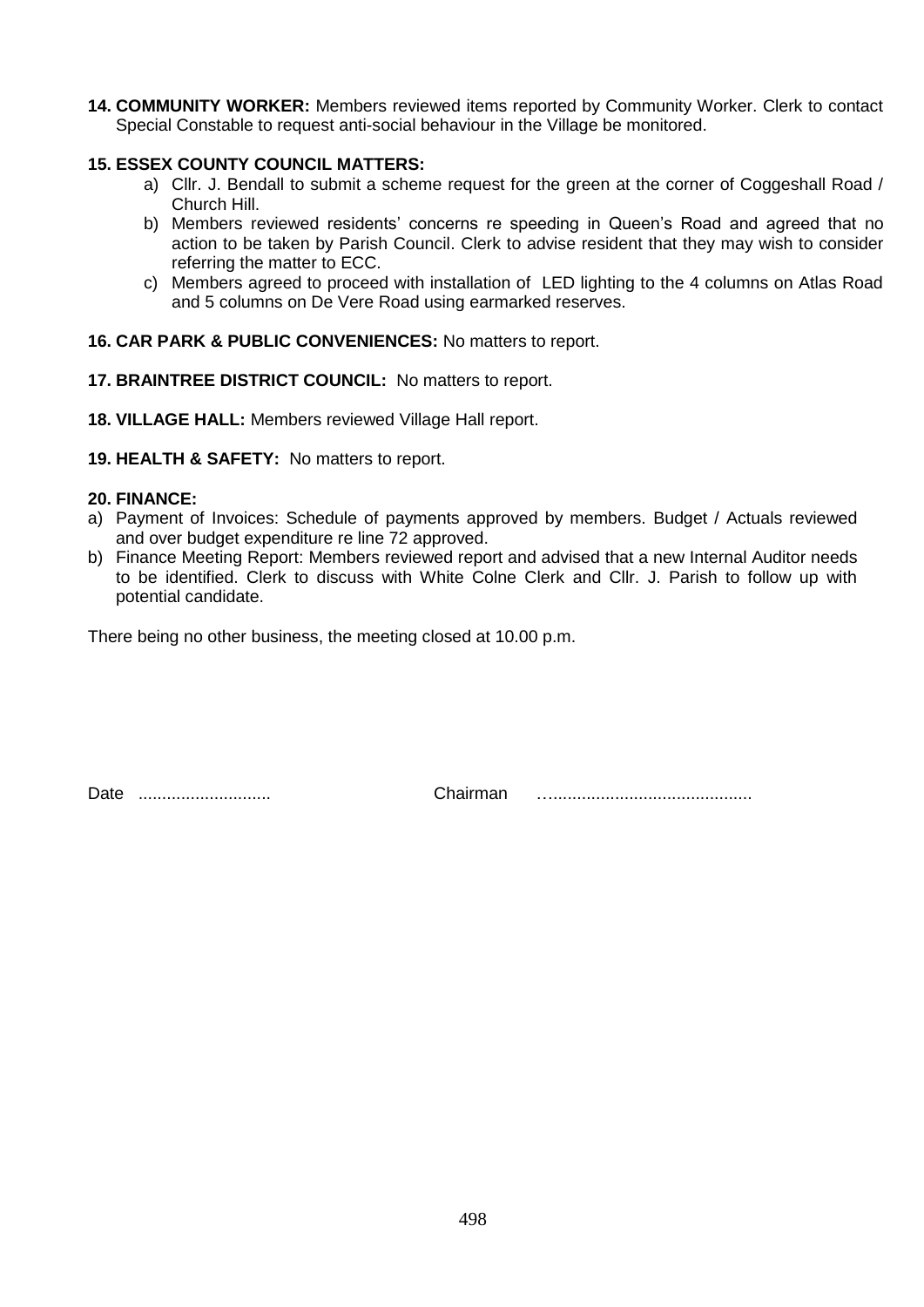**14. COMMUNITY WORKER:** Members reviewed items reported by Community Worker. Clerk to contact Special Constable to request anti-social behaviour in the Village be monitored.

**15. ESSEX COUNTY COUNCIL MATTERS:**

a) Cllr. J. Bendall to submit a scheme request for the green at the corner of Coggeshall Road / Church Hill.
b) Members reviewed residents' concerns re speeding in Queen's Road and agreed that no action to be taken by Parish Council. Clerk to advise resident that they may wish to consider referring the matter to ECC.
c) Members agreed to proceed with installation of LED lighting to the 4 columns on Atlas Road and 5 columns on De Vere Road using earmarked reserves.

**16. CAR PARK & PUBLIC CONVENIENCES:** No matters to report.

**17. BRAINTREE DISTRICT COUNCIL:** No matters to report.

**18. VILLAGE HALL:** Members reviewed Village Hall report.

**19. HEALTH & SAFETY:** No matters to report.

**20. FINANCE:**

a) Payment of Invoices: Schedule of payments approved by members. Budget / Actuals reviewed and over budget expenditure re line 72 approved.
b) Finance Meeting Report: Members reviewed report and advised that a new Internal Auditor needs to be identified. Clerk to discuss with White Colne Clerk and Cllr. J. Parish to follow up with potential candidate.

There being no other business, the meeting closed at 10.00 p.m.

Date ...........................  Chairman ….........................................